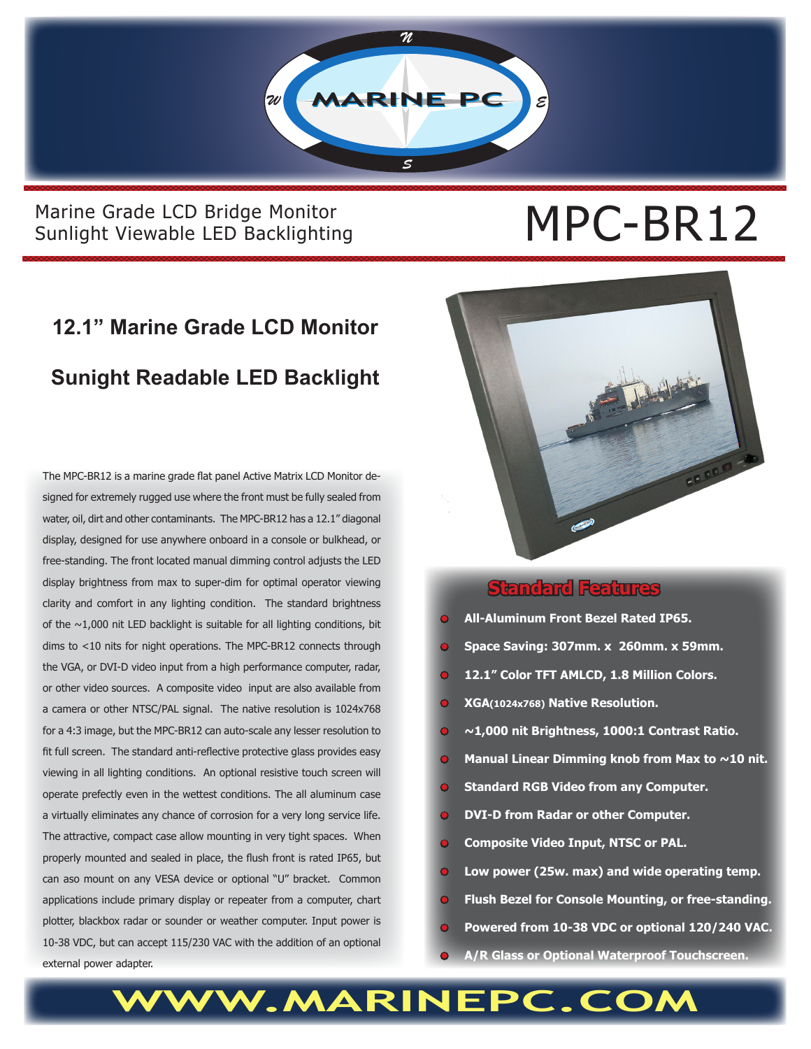MARINE PC

Marine Grade LCD Bridge Monitor
Sunlight Viewable LED Backlighting

# MPC-BR12

## 12.1" Marine Grade LCD Monitor

## Sunight Readable LED Backlight

The MPC-BR12 is a marine grade flat panel Active Matrix LCD Monitor designed for extremely rugged use where the front must be fully sealed from water, oil, dirt and other contaminants. The MPC-BR12 has a 12.1" diagonal display, designed for use anywhere onboard in a console or bulkhead, or free-standing. The front located manual dimming control adjusts the LED display brightness from max to super-dim for optimal operator viewing clarity and comfort in any lighting condition. The standard brightness of the ~1,000 nit LED backlight is suitable for all lighting conditions, bit dims to <10 nits for night operations. The MPC-BR12 connects through the VGA, or DVI-D video input from a high performance computer, radar, or other video sources. A composite video input are also available from a camera or other NTSC/PAL signal. The native resolution is 1024x768 for a 4:3 image, but the MPC-BR12 can auto-scale any lesser resolution to fit full screen. The standard anti-reflective protective glass provides easy viewing in all lighting conditions. An optional resistive touch screen will operate prefectly even in the wettest conditions. The all aluminum case a virtually eliminates any chance of corrosion for a very long service life. The attractive, compact case allow mounting in very tight spaces. When properly mounted and sealed in place, the flush front is rated IP65, but can aso mount on any VESA device or optional "U" bracket. Common applications include primary display or repeater from a computer, chart plotter, blackbox radar or sounder or weather computer. Input power is 10-38 VDC, but can accept 115/230 VAC with the addition of an optional external power adapter.

### Standard Features

- **All-Aluminum Front Bezel Rated IP65.**
- **Space Saving: 307mm. x 260mm. x 59mm.**
- **12.1" Color TFT AMLCD, 1.8 Million Colors.**
- **XGA(1024x768) Native Resolution.**
- **~1,000 nit Brightness, 1000:1 Contrast Ratio.**
- **Manual Linear Dimming knob from Max to ~10 nit.**
- **Standard RGB Video from any Computer.**
- **DVI-D from Radar or other Computer.**
- **Composite Video Input, NTSC or PAL.**
- **Low power (25w. max) and wide operating temp.**
- **Flush Bezel for Console Mounting, or free-standing.**
- **Powered from 10-38 VDC or optional 120/240 VAC.**
- **A/R Glass or Optional Waterproof Touchscreen.**

WWW.MARINEPC.COM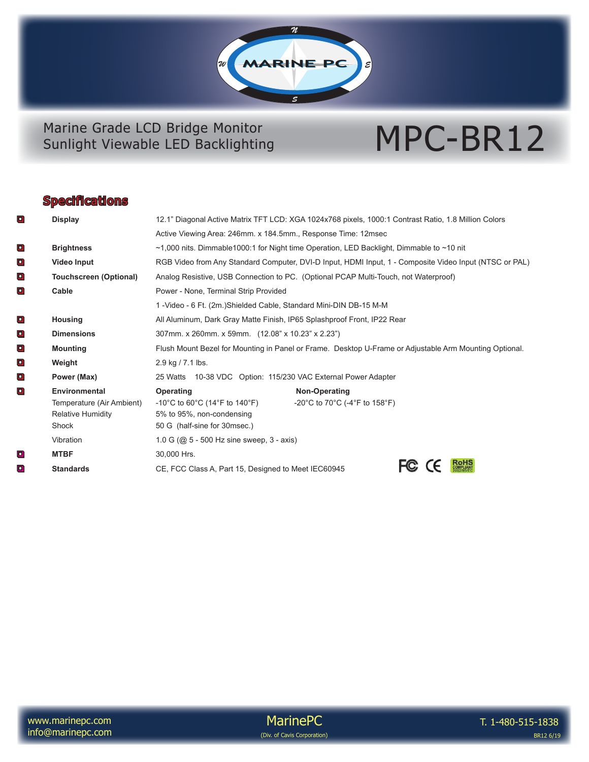Marine Grade LCD Bridge Monitor
Sunlight Viewable LED Backlighting

# MPC-BR12

## Specifications

| | | |
|---|---|---|
| **Display** | 12.1" Diagonal Active Matrix TFT LCD: XGA 1024x768 pixels, 1000:1 Contrast Ratio, 1.8 Million Colors | |
| | Active Viewing Area: 246mm. x 184.5mm., Response Time: 12msec | |
| **Brightness** | ~1,000 nits. Dimmable1000:1 for Night time Operation, LED Backlight, Dimmable to ~10 nit | |
| **Video Input** | RGB Video from Any Standard Computer, DVI-D Input, HDMI Input, 1 - Composite Video Input (NTSC or PAL) | |
| **Touchscreen (Optional)** | Analog Resistive, USB Connection to PC. (Optional PCAP Multi-Touch, not Waterproof) | |
| **Cable** | Power - None, Terminal Strip Provided | |
| | 1 -Video - 6 Ft. (2m.)Shielded Cable, Standard Mini-DIN DB-15 M-M | |
| **Housing** | All Aluminum, Dark Gray Matte Finish, IP65 Splashproof Front, IP22 Rear | |
| **Dimensions** | 307mm. x 260mm. x 59mm. (12.08" x 10.23" x 2.23") | |
| **Mounting** | Flush Mount Bezel for Mounting in Panel or Frame. Desktop U-Frame or Adjustable Arm Mounting Optional. | |
| **Weight** | 2.9 kg / 7.1 lbs. | |
| **Power (Max)** | 25 Watts 10-38 VDC Option: 115/230 VAC External Power Adapter | |
| **Environmental** | **Operating** | **Non-Operating** |
| Temperature (Air Ambient) | -10°C to 60°C (14°F to 140°F) | -20°C to 70°C (-4°F to 158°F) |
| Relative Humidity | 5% to 95%, non-condensing | |
| Shock | 50 G (half-sine for 30msec.) | |
| Vibration | 1.0 G (@ 5 - 500 Hz sine sweep, 3 - axis) | |
| **MTBF** | 30,000 Hrs. | |
| **Standards** | CE, FCC Class A, Part 15, Designed to Meet IEC60945 | |

www.marinepc.com
info@marinepc.com

MarinePC
(Div. of Cavis Corporation)

T. 1-480-515-1838

BR12 6/19